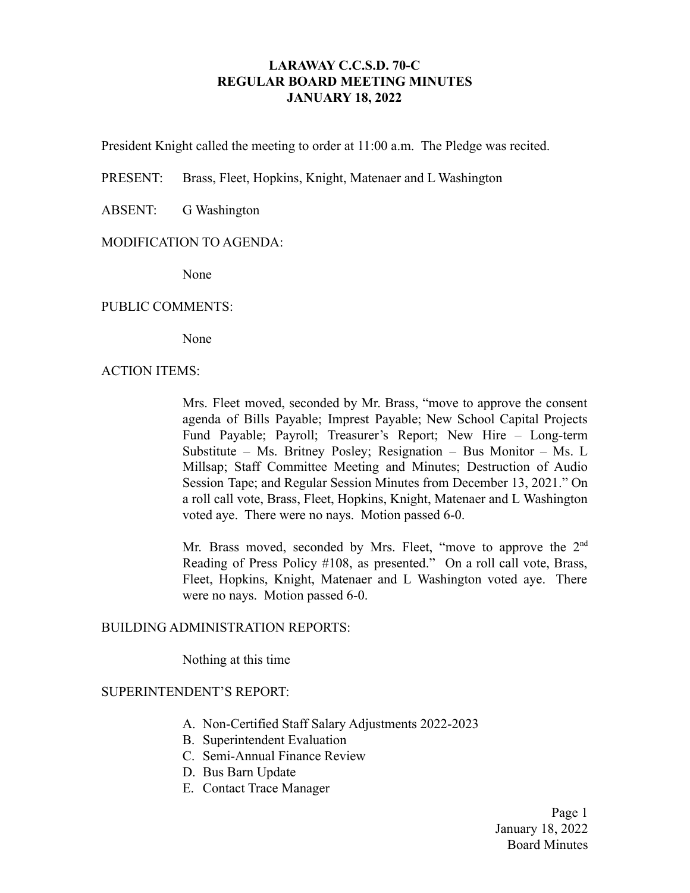# LARAWAY C.C.S.D. 70-C
## REGULAR BOARD MEETING MINUTES
## JANUARY 18, 2022

President Knight called the meeting to order at 11:00 a.m. The Pledge was recited.

PRESENT: Brass, Fleet, Hopkins, Knight, Matenaer and L Washington

ABSENT: G Washington

MODIFICATION TO AGENDA:

None

PUBLIC COMMENTS:

None

ACTION ITEMS:

Mrs. Fleet moved, seconded by Mr. Brass, "move to approve the consent agenda of Bills Payable; Imprest Payable; New School Capital Projects Fund Payable; Payroll; Treasurer's Report; New Hire – Long-term Substitute – Ms. Britney Posley; Resignation – Bus Monitor – Ms. L Millsap; Staff Committee Meeting and Minutes; Destruction of Audio Session Tape; and Regular Session Minutes from December 13, 2021." On a roll call vote, Brass, Fleet, Hopkins, Knight, Matenaer and L Washington voted aye. There were no nays. Motion passed 6-0.

Mr. Brass moved, seconded by Mrs. Fleet, "move to approve the 2nd Reading of Press Policy #108, as presented." On a roll call vote, Brass, Fleet, Hopkins, Knight, Matenaer and L Washington voted aye. There were no nays. Motion passed 6-0.

BUILDING ADMINISTRATION REPORTS:

Nothing at this time

SUPERINTENDENT'S REPORT:

A. Non-Certified Staff Salary Adjustments 2022-2023
B. Superintendent Evaluation
C. Semi-Annual Finance Review
D. Bus Barn Update
E. Contact Trace Manager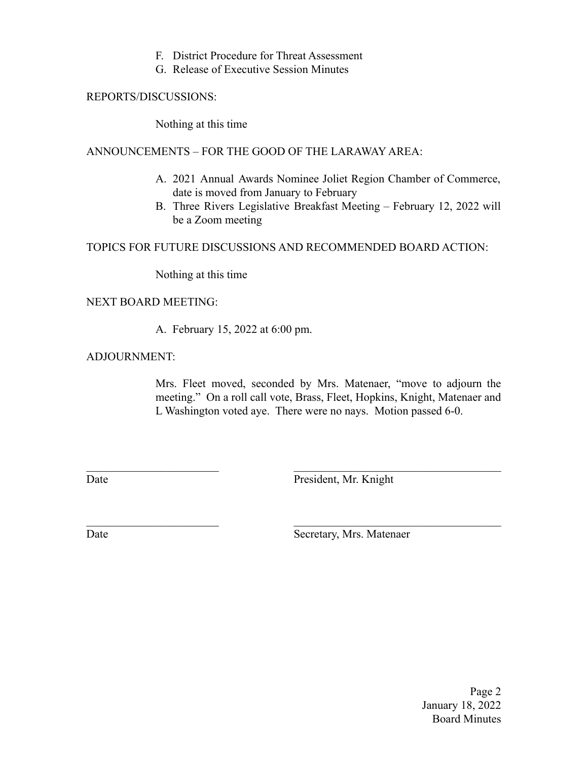F. District Procedure for Threat Assessment
G. Release of Executive Session Minutes

REPORTS/DISCUSSIONS:

Nothing at this time

ANNOUNCEMENTS – FOR THE GOOD OF THE LARAWAY AREA:

A. 2021 Annual Awards Nominee Joliet Region Chamber of Commerce, date is moved from January to February
B. Three Rivers Legislative Breakfast Meeting – February 12, 2022 will be a Zoom meeting

TOPICS FOR FUTURE DISCUSSIONS AND RECOMMENDED BOARD ACTION:

Nothing at this time

NEXT BOARD MEETING:

A. February 15, 2022 at 6:00 pm.

ADJOURNMENT:

Mrs. Fleet moved, seconded by Mrs. Matenaer, "move to adjourn the meeting." On a roll call vote, Brass, Fleet, Hopkins, Knight, Matenaer and L Washington voted aye. There were no nays. Motion passed 6-0.

_______________________ _________________________________

Date President, Mr. Knight

_______________________ _________________________________

Date Secretary, Mrs. Matenaer

January 18, 2022
Board Minutes